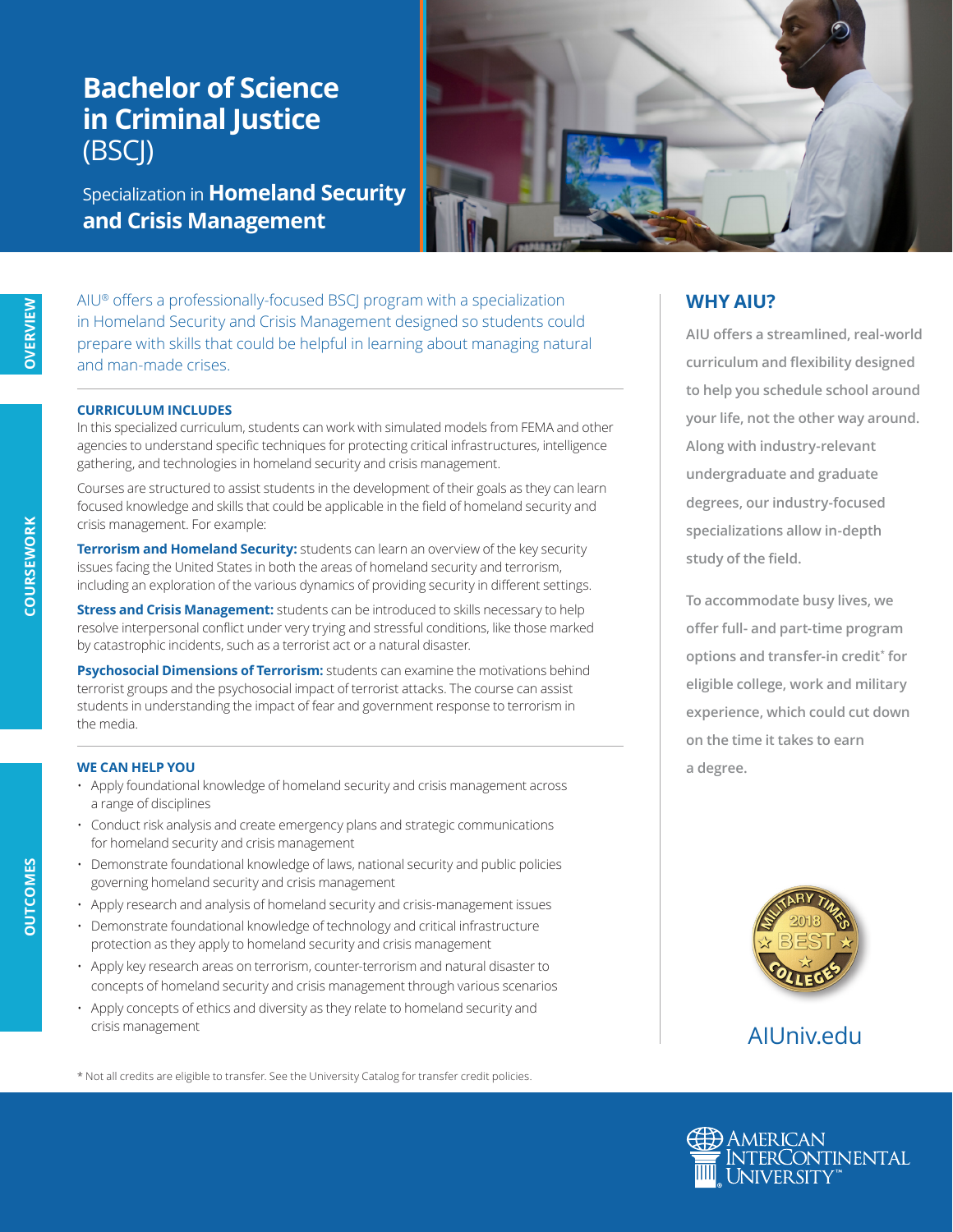# Bachelor of Science in Criminal Justice (BSCJ)

Specialization in **Homeland Security and Crisis Management**

## OVERVIEW

AIU® offers a professionally-focused BSCJ program with a specialization in Homeland Security and Crisis Management designed so students could prepare with skills that could be helpful in learning about managing natural and man-made crises.

## COURSEWORK

### CURRICULUM INCLUDES

In this specialized curriculum, students can work with simulated models from FEMA and other agencies to understand specific techniques for protecting critical infrastructures, intelligence gathering, and technologies in homeland security and crisis management.

Courses are structured to assist students in the development of their goals as they can learn focused knowledge and skills that could be applicable in the field of homeland security and crisis management. For example:

**Terrorism and Homeland Security:** students can learn an overview of the key security issues facing the United States in both the areas of homeland security and terrorism, including an exploration of the various dynamics of providing security in different settings.

**Stress and Crisis Management:** students can be introduced to skills necessary to help resolve interpersonal conflict under very trying and stressful conditions, like those marked by catastrophic incidents, such as a terrorist act or a natural disaster.

**Psychosocial Dimensions of Terrorism:** students can examine the motivations behind terrorist groups and the psychosocial impact of terrorist attacks. The course can assist students in understanding the impact of fear and government response to terrorism in the media.

## OUTCOMES

### WE CAN HELP YOU

- Apply foundational knowledge of homeland security and crisis management across a range of disciplines
- Conduct risk analysis and create emergency plans and strategic communications for homeland security and crisis management
- Demonstrate foundational knowledge of laws, national security and public policies governing homeland security and crisis management
- Apply research and analysis of homeland security and crisis-management issues
- Demonstrate foundational knowledge of technology and critical infrastructure protection as they apply to homeland security and crisis management
- Apply key research areas on terrorism, counter-terrorism and natural disaster to concepts of homeland security and crisis management through various scenarios
- Apply concepts of ethics and diversity as they relate to homeland security and crisis management

## WHY AIU?

AIU offers a streamlined, real-world curriculum and flexibility designed to help you schedule school around your life, not the other way around. Along with industry-relevant undergraduate and graduate degrees, our industry-focused specializations allow in-depth study of the field.

To accommodate busy lives, we offer full- and part-time program options and transfer-in credit* for eligible college, work and military experience, which could cut down on the time it takes to earn a degree.

Military Times 2018 Best Colleges

AIUniv.edu

* Not all credits are eligible to transfer. See the University Catalog for transfer credit policies.

American InterContinental University™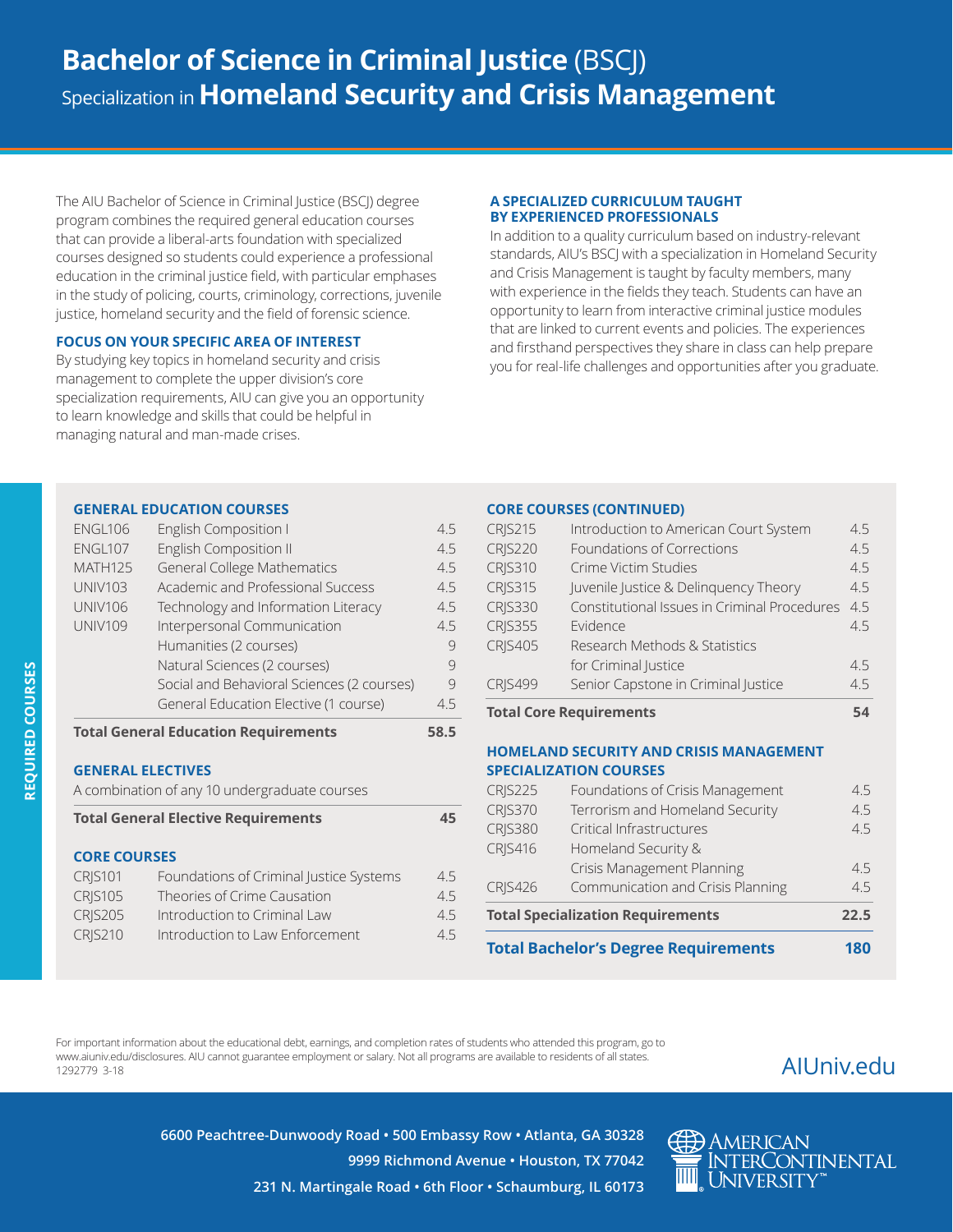# Bachelor of Science in Criminal Justice (BSCJ)

## Specialization in **Homeland Security and Crisis Management**

The AIU Bachelor of Science in Criminal Justice (BSCJ) degree program combines the required general education courses that can provide a liberal-arts foundation with specialized courses designed so students could experience a professional education in the criminal justice field, with particular emphases in the study of policing, courts, criminology, corrections, juvenile justice, homeland security and the field of forensic science.

### FOCUS ON YOUR SPECIFIC AREA OF INTEREST

By studying key topics in homeland security and crisis management to complete the upper division's core specialization requirements, AIU can give you an opportunity to learn knowledge and skills that could be helpful in managing natural and man-made crises.

### A SPECIALIZED CURRICULUM TAUGHT BY EXPERIENCED PROFESSIONALS

In addition to a quality curriculum based on industry-relevant standards, AIU's BSCJ with a specialization in Homeland Security and Crisis Management is taught by faculty members, many with experience in the fields they teach. Students can have an opportunity to learn from interactive criminal justice modules that are linked to current events and policies. The experiences and firsthand perspectives they share in class can help prepare you for real-life challenges and opportunities after you graduate.

## REQUIRED COURSES

### GENERAL EDUCATION COURSES

| | | |
|---|---|---|
| ENGL106 | English Composition I | 4.5 |
| ENGL107 | English Composition II | 4.5 |
| MATH125 | General College Mathematics | 4.5 |
| UNIV103 | Academic and Professional Success | 4.5 |
| UNIV106 | Technology and Information Literacy | 4.5 |
| UNIV109 | Interpersonal Communication | 4.5 |
| | Humanities (2 courses) | 9 |
| | Natural Sciences (2 courses) | 9 |
| | Social and Behavioral Sciences (2 courses) | 9 |
| | General Education Elective (1 course) | 4.5 |
| **Total General Education Requirements** | | **58.5** |

### GENERAL ELECTIVES

A combination of any 10 undergraduate courses

| | |
|---|---|
| **Total General Elective Requirements** | **45** |

### CORE COURSES

| | | |
|---|---|---|
| CRJS101 | Foundations of Criminal Justice Systems | 4.5 |
| CRJS105 | Theories of Crime Causation | 4.5 |
| CRJS205 | Introduction to Criminal Law | 4.5 |
| CRJS210 | Introduction to Law Enforcement | 4.5 |
| CRJS215 | Introduction to American Court System | 4.5 |
| CRJS220 | Foundations of Corrections | 4.5 |
| CRJS310 | Crime Victim Studies | 4.5 |
| CRJS315 | Juvenile Justice & Delinquency Theory | 4.5 |
| CRJS330 | Constitutional Issues in Criminal Procedures | 4.5 |
| CRJS355 | Evidence | 4.5 |
| CRJS405 | Research Methods & Statistics for Criminal Justice | 4.5 |
| CRJS499 | Senior Capstone in Criminal Justice | 4.5 |
| **Total Core Requirements** | | **54** |

### HOMELAND SECURITY AND CRISIS MANAGEMENT SPECIALIZATION COURSES

| | | |
|---|---|---|
| CRJS225 | Foundations of Crisis Management | 4.5 |
| CRJS370 | Terrorism and Homeland Security | 4.5 |
| CRJS380 | Critical Infrastructures | 4.5 |
| CRJS416 | Homeland Security & Crisis Management Planning | 4.5 |
| CRJS426 | Communication and Crisis Planning | 4.5 |
| **Total Specialization Requirements** | | **22.5** |

| | |
|---|---|
| **Total Bachelor's Degree Requirements** | **180** |

For important information about the educational debt, earnings, and completion rates of students who attended this program, go to www.aiuniv.edu/disclosures. AIU cannot guarantee employment or salary. Not all programs are available to residents of all states.
1292779 3-18

AIUniv.edu

**6600 Peachtree-Dunwoody Road • 500 Embassy Row • Atlanta, GA 30328**
**9999 Richmond Avenue • Houston, TX 77042**
**231 N. Martingale Road • 6th Floor • Schaumburg, IL 60173**

American InterContinental University™